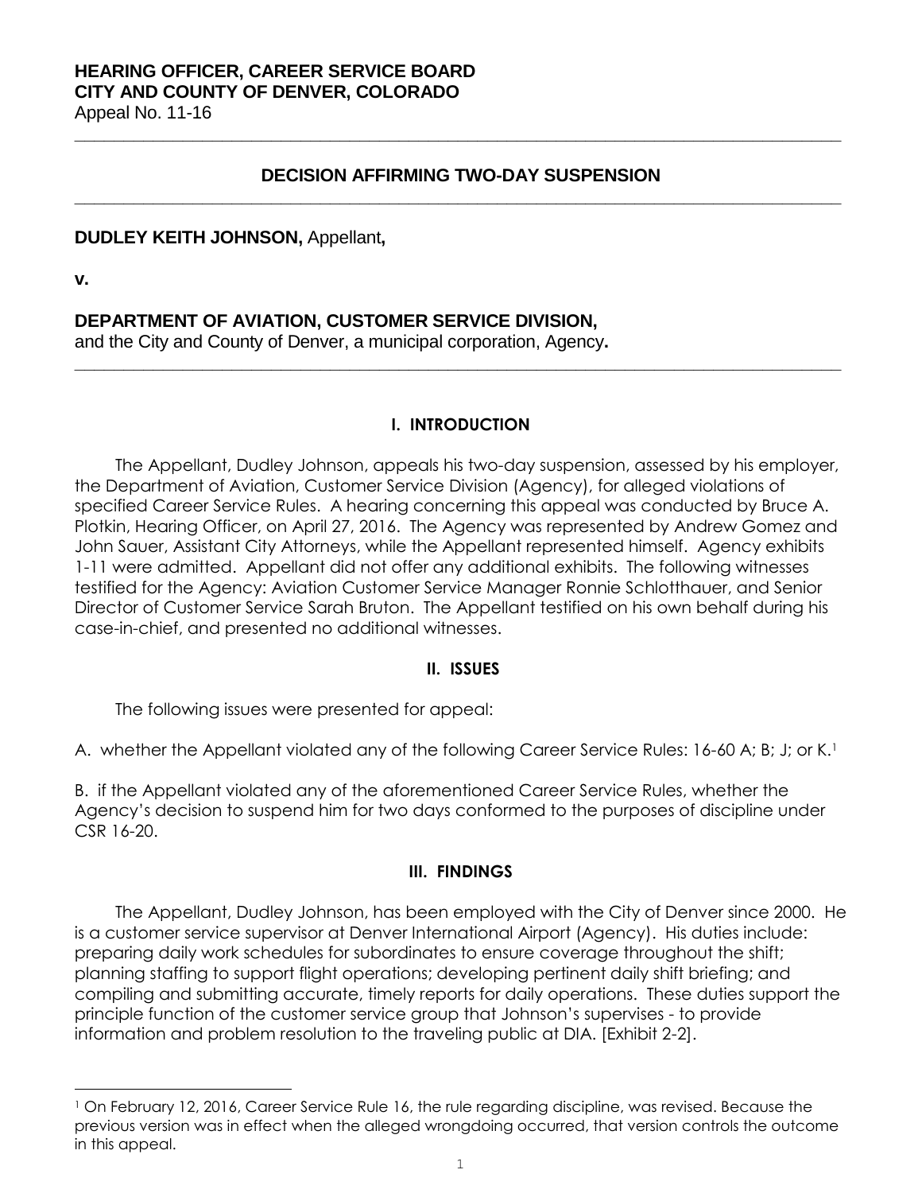**HEARING OFFICER, CAREER SERVICE BOARD**
**CITY AND COUNTY OF DENVER, COLORADO**
Appeal No. 11-16

---

## DECISION AFFIRMING TWO-DAY SUSPENSION

---

**DUDLEY KEITH JOHNSON,** Appellant**,**

**v.**

**DEPARTMENT OF AVIATION, CUSTOMER SERVICE DIVISION,**
and the City and County of Denver, a municipal corporation, Agency**.**

---

### I. INTRODUCTION

The Appellant, Dudley Johnson, appeals his two-day suspension, assessed by his employer, the Department of Aviation, Customer Service Division (Agency), for alleged violations of specified Career Service Rules. A hearing concerning this appeal was conducted by Bruce A. Plotkin, Hearing Officer, on April 27, 2016. The Agency was represented by Andrew Gomez and John Sauer, Assistant City Attorneys, while the Appellant represented himself. Agency exhibits 1-11 were admitted. Appellant did not offer any additional exhibits. The following witnesses testified for the Agency: Aviation Customer Service Manager Ronnie Schlotthauer, and Senior Director of Customer Service Sarah Bruton. The Appellant testified on his own behalf during his case-in-chief, and presented no additional witnesses.

### II. ISSUES

The following issues were presented for appeal:

A. whether the Appellant violated any of the following Career Service Rules: 16-60 A; B; J; or K.[1]

B. if the Appellant violated any of the aforementioned Career Service Rules, whether the Agency's decision to suspend him for two days conformed to the purposes of discipline under CSR 16-20.

### III. FINDINGS

The Appellant, Dudley Johnson, has been employed with the City of Denver since 2000. He is a customer service supervisor at Denver International Airport (Agency). His duties include: preparing daily work schedules for subordinates to ensure coverage throughout the shift; planning staffing to support flight operations; developing pertinent daily shift briefing; and compiling and submitting accurate, timely reports for daily operations. These duties support the principle function of the customer service group that Johnson's supervises - to provide information and problem resolution to the traveling public at DIA. [Exhibit 2-2].

---

[1] On February 12, 2016, Career Service Rule 16, the rule regarding discipline, was revised. Because the previous version was in effect when the alleged wrongdoing occurred, that version controls the outcome in this appeal.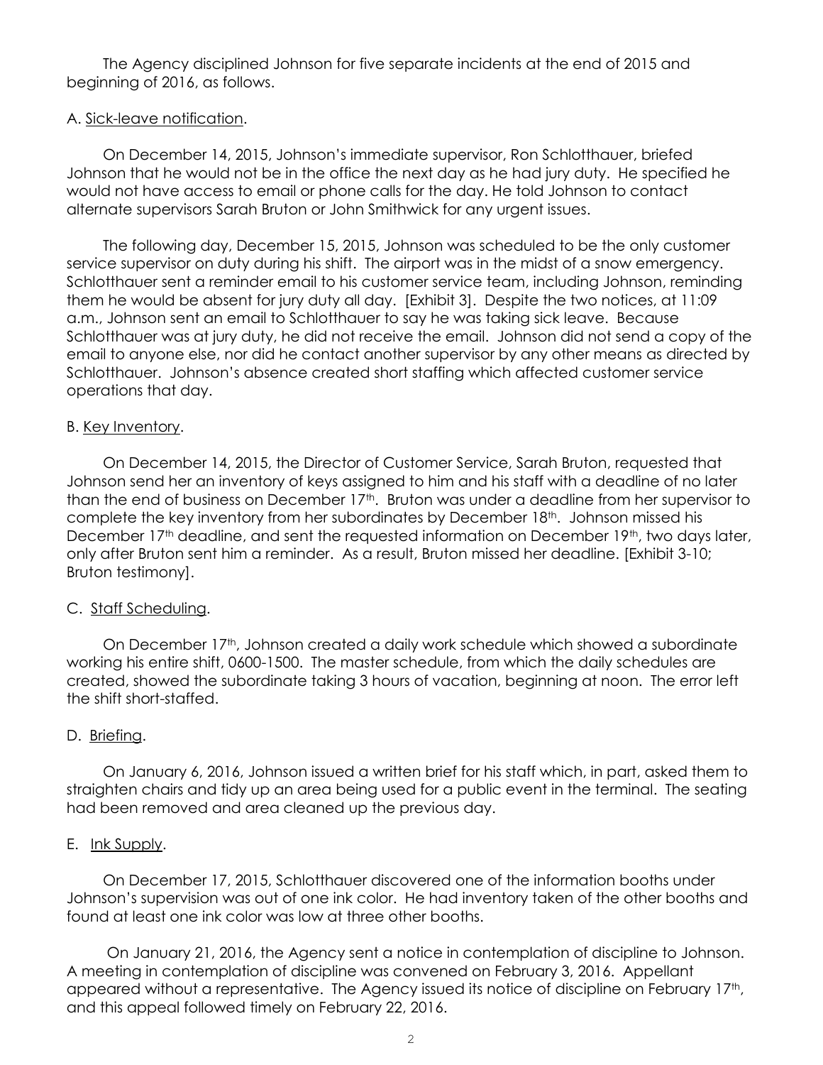The Agency disciplined Johnson for five separate incidents at the end of 2015 and beginning of 2016, as follows.

A. Sick-leave notification.

On December 14, 2015, Johnson's immediate supervisor, Ron Schlotthauer, briefed Johnson that he would not be in the office the next day as he had jury duty. He specified he would not have access to email or phone calls for the day. He told Johnson to contact alternate supervisors Sarah Bruton or John Smithwick for any urgent issues.

The following day, December 15, 2015, Johnson was scheduled to be the only customer service supervisor on duty during his shift. The airport was in the midst of a snow emergency. Schlotthauer sent a reminder email to his customer service team, including Johnson, reminding them he would be absent for jury duty all day. [Exhibit 3]. Despite the two notices, at 11:09 a.m., Johnson sent an email to Schlotthauer to say he was taking sick leave. Because Schlotthauer was at jury duty, he did not receive the email. Johnson did not send a copy of the email to anyone else, nor did he contact another supervisor by any other means as directed by Schlotthauer. Johnson's absence created short staffing which affected customer service operations that day.

B. Key Inventory.

On December 14, 2015, the Director of Customer Service, Sarah Bruton, requested that Johnson send her an inventory of keys assigned to him and his staff with a deadline of no later than the end of business on December 17th. Bruton was under a deadline from her supervisor to complete the key inventory from her subordinates by December 18th. Johnson missed his December 17th deadline, and sent the requested information on December 19th, two days later, only after Bruton sent him a reminder. As a result, Bruton missed her deadline. [Exhibit 3-10; Bruton testimony].

C. Staff Scheduling.

On December 17th, Johnson created a daily work schedule which showed a subordinate working his entire shift, 0600-1500. The master schedule, from which the daily schedules are created, showed the subordinate taking 3 hours of vacation, beginning at noon. The error left the shift short-staffed.

D. Briefing.

On January 6, 2016, Johnson issued a written brief for his staff which, in part, asked them to straighten chairs and tidy up an area being used for a public event in the terminal. The seating had been removed and area cleaned up the previous day.

E. Ink Supply.

On December 17, 2015, Schlotthauer discovered one of the information booths under Johnson's supervision was out of one ink color. He had inventory taken of the other booths and found at least one ink color was low at three other booths.

On January 21, 2016, the Agency sent a notice in contemplation of discipline to Johnson. A meeting in contemplation of discipline was convened on February 3, 2016. Appellant appeared without a representative. The Agency issued its notice of discipline on February 17th, and this appeal followed timely on February 22, 2016.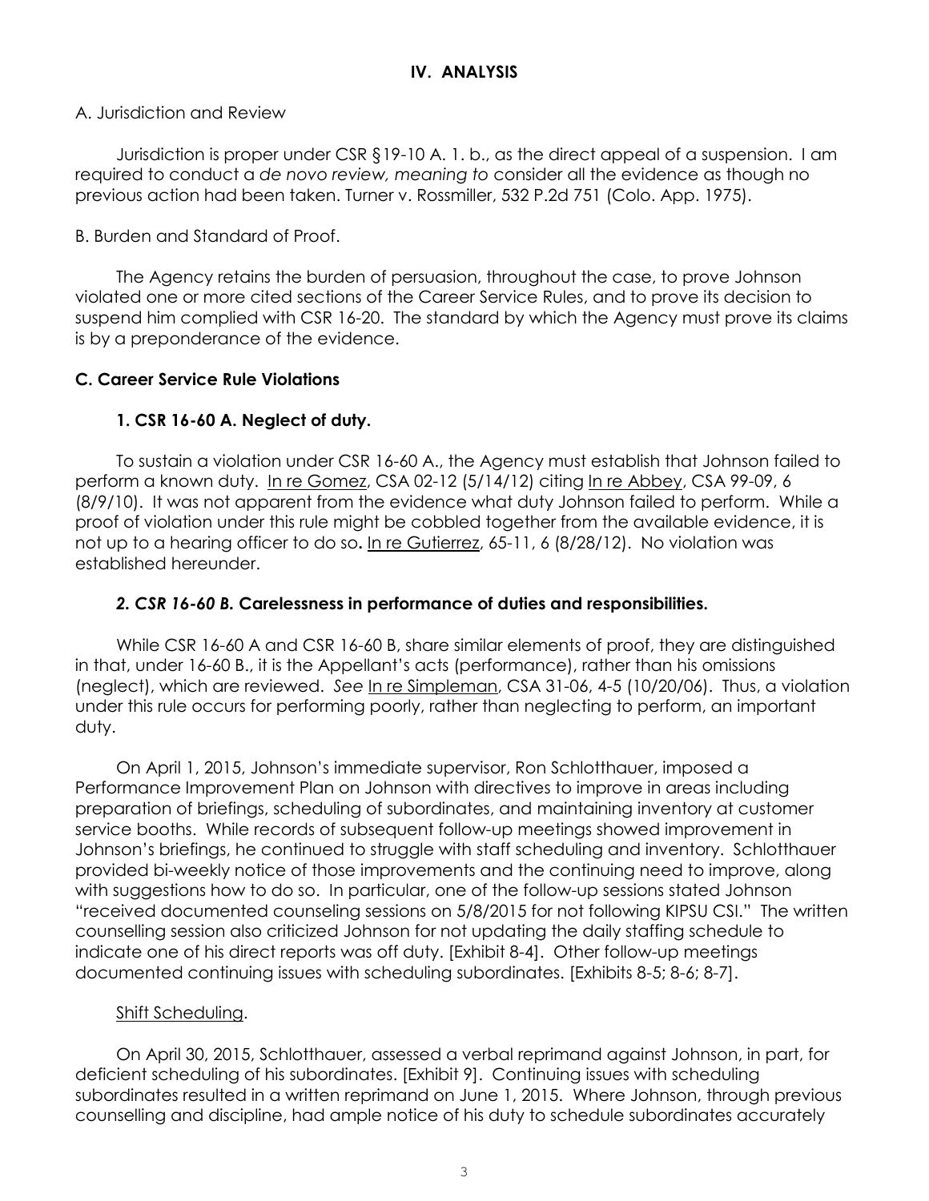## IV. ANALYSIS

A. Jurisdiction and Review

Jurisdiction is proper under CSR §19-10 A. 1. b., as the direct appeal of a suspension. I am required to conduct a *de novo review, meaning to* consider all the evidence as though no previous action had been taken. Turner v. Rossmiller, 532 P.2d 751 (Colo. App. 1975).

B. Burden and Standard of Proof.

The Agency retains the burden of persuasion, throughout the case, to prove Johnson violated one or more cited sections of the Career Service Rules, and to prove its decision to suspend him complied with CSR 16-20. The standard by which the Agency must prove its claims is by a preponderance of the evidence.

### C. Career Service Rule Violations

#### 1. CSR 16-60 A. Neglect of duty.

To sustain a violation under CSR 16-60 A., the Agency must establish that Johnson failed to perform a known duty. In re Gomez, CSA 02-12 (5/14/12) citing In re Abbey, CSA 99-09, 6 (8/9/10). It was not apparent from the evidence what duty Johnson failed to perform. While a proof of violation under this rule might be cobbled together from the available evidence, it is not up to a hearing officer to do so**.** In re Gutierrez, 65-11, 6 (8/28/12). No violation was established hereunder.

#### *2. CSR 16-60 B.* Carelessness in performance of duties and responsibilities.

While CSR 16-60 A and CSR 16-60 B, share similar elements of proof, they are distinguished in that, under 16-60 B., it is the Appellant's acts (performance), rather than his omissions (neglect), which are reviewed. *See* In re Simpleman, CSA 31-06, 4-5 (10/20/06). Thus, a violation under this rule occurs for performing poorly, rather than neglecting to perform, an important duty.

On April 1, 2015, Johnson's immediate supervisor, Ron Schlotthauer, imposed a Performance Improvement Plan on Johnson with directives to improve in areas including preparation of briefings, scheduling of subordinates, and maintaining inventory at customer service booths. While records of subsequent follow-up meetings showed improvement in Johnson's briefings, he continued to struggle with staff scheduling and inventory. Schlotthauer provided bi-weekly notice of those improvements and the continuing need to improve, along with suggestions how to do so. In particular, one of the follow-up sessions stated Johnson "received documented counseling sessions on 5/8/2015 for not following KIPSU CSI." The written counselling session also criticized Johnson for not updating the daily staffing schedule to indicate one of his direct reports was off duty. [Exhibit 8-4]. Other follow-up meetings documented continuing issues with scheduling subordinates. [Exhibits 8-5; 8-6; 8-7].

Shift Scheduling.

On April 30, 2015, Schlotthauer, assessed a verbal reprimand against Johnson, in part, for deficient scheduling of his subordinates. [Exhibit 9]. Continuing issues with scheduling subordinates resulted in a written reprimand on June 1, 2015. Where Johnson, through previous counselling and discipline, had ample notice of his duty to schedule subordinates accurately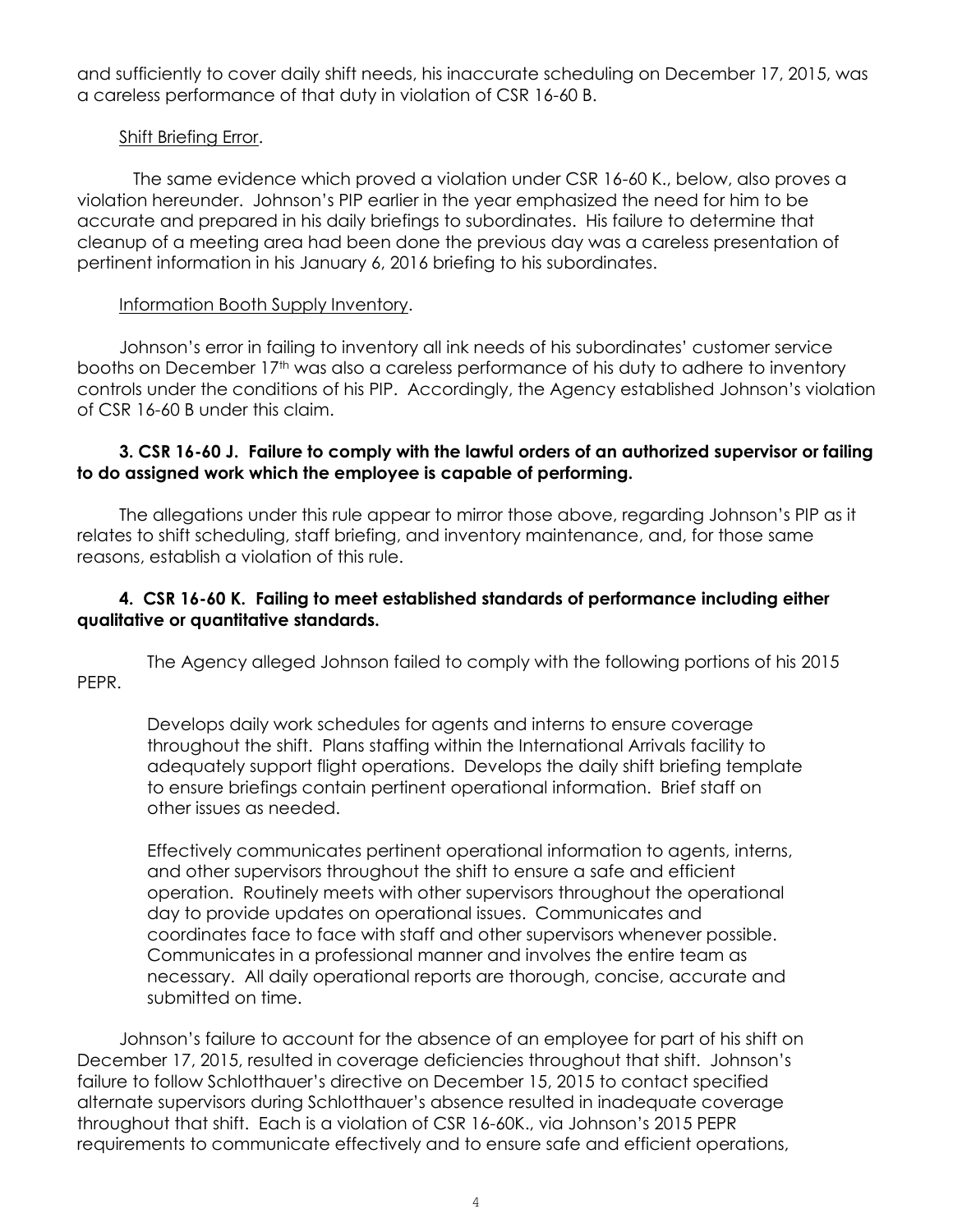and sufficiently to cover daily shift needs, his inaccurate scheduling on December 17, 2015, was a careless performance of that duty in violation of CSR 16-60 B.

Shift Briefing Error.

The same evidence which proved a violation under CSR 16-60 K., below, also proves a violation hereunder. Johnson's PIP earlier in the year emphasized the need for him to be accurate and prepared in his daily briefings to subordinates. His failure to determine that cleanup of a meeting area had been done the previous day was a careless presentation of pertinent information in his January 6, 2016 briefing to his subordinates.

Information Booth Supply Inventory.

Johnson's error in failing to inventory all ink needs of his subordinates' customer service booths on December 17th was also a careless performance of his duty to adhere to inventory controls under the conditions of his PIP. Accordingly, the Agency established Johnson's violation of CSR 16-60 B under this claim.

**3. CSR 16-60 J. Failure to comply with the lawful orders of an authorized supervisor or failing to do assigned work which the employee is capable of performing.**

The allegations under this rule appear to mirror those above, regarding Johnson's PIP as it relates to shift scheduling, staff briefing, and inventory maintenance, and, for those same reasons, establish a violation of this rule.

**4. CSR 16-60 K. Failing to meet established standards of performance including either qualitative or quantitative standards.**

The Agency alleged Johnson failed to comply with the following portions of his 2015 PEPR.

> Develops daily work schedules for agents and interns to ensure coverage throughout the shift. Plans staffing within the International Arrivals facility to adequately support flight operations. Develops the daily shift briefing template to ensure briefings contain pertinent operational information. Brief staff on other issues as needed.
>
> Effectively communicates pertinent operational information to agents, interns, and other supervisors throughout the shift to ensure a safe and efficient operation. Routinely meets with other supervisors throughout the operational day to provide updates on operational issues. Communicates and coordinates face to face with staff and other supervisors whenever possible. Communicates in a professional manner and involves the entire team as necessary. All daily operational reports are thorough, concise, accurate and submitted on time.

Johnson's failure to account for the absence of an employee for part of his shift on December 17, 2015, resulted in coverage deficiencies throughout that shift. Johnson's failure to follow Schlotthauer's directive on December 15, 2015 to contact specified alternate supervisors during Schlotthauer's absence resulted in inadequate coverage throughout that shift. Each is a violation of CSR 16-60K., via Johnson's 2015 PEPR requirements to communicate effectively and to ensure safe and efficient operations,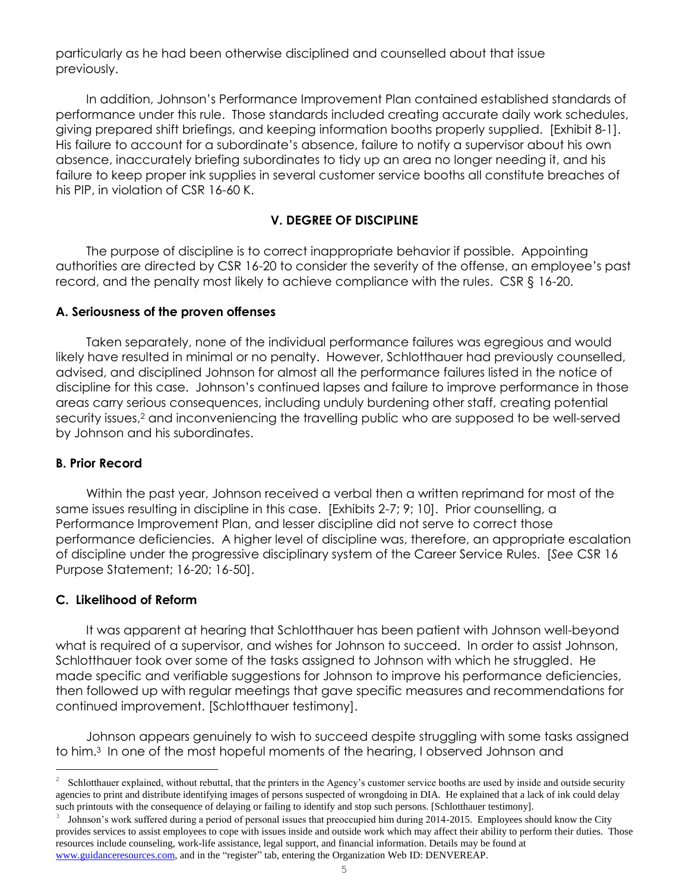particularly as he had been otherwise disciplined and counselled about that issue previously.

In addition, Johnson's Performance Improvement Plan contained established standards of performance under this rule. Those standards included creating accurate daily work schedules, giving prepared shift briefings, and keeping information booths properly supplied. [Exhibit 8-1]. His failure to account for a subordinate's absence, failure to notify a supervisor about his own absence, inaccurately briefing subordinates to tidy up an area no longer needing it, and his failure to keep proper ink supplies in several customer service booths all constitute breaches of his PIP, in violation of CSR 16-60 K.

## V. DEGREE OF DISCIPLINE

The purpose of discipline is to correct inappropriate behavior if possible. Appointing authorities are directed by CSR 16-20 to consider the severity of the offense, an employee's past record, and the penalty most likely to achieve compliance with the rules. CSR § 16-20.

### A. Seriousness of the proven offenses

Taken separately, none of the individual performance failures was egregious and would likely have resulted in minimal or no penalty. However, Schlotthauer had previously counselled, advised, and disciplined Johnson for almost all the performance failures listed in the notice of discipline for this case. Johnson's continued lapses and failure to improve performance in those areas carry serious consequences, including unduly burdening other staff, creating potential security issues,[2] and inconveniencing the travelling public who are supposed to be well-served by Johnson and his subordinates.

### B. Prior Record

Within the past year, Johnson received a verbal then a written reprimand for most of the same issues resulting in discipline in this case. [Exhibits 2-7; 9; 10]. Prior counselling, a Performance Improvement Plan, and lesser discipline did not serve to correct those performance deficiencies. A higher level of discipline was, therefore, an appropriate escalation of discipline under the progressive disciplinary system of the Career Service Rules. [*See* CSR 16 Purpose Statement; 16-20; 16-50].

### C. Likelihood of Reform

It was apparent at hearing that Schlotthauer has been patient with Johnson well-beyond what is required of a supervisor, and wishes for Johnson to succeed. In order to assist Johnson, Schlotthauer took over some of the tasks assigned to Johnson with which he struggled. He made specific and verifiable suggestions for Johnson to improve his performance deficiencies, then followed up with regular meetings that gave specific measures and recommendations for continued improvement. [Schlotthauer testimony].

Johnson appears genuinely to wish to succeed despite struggling with some tasks assigned to him.[3] In one of the most hopeful moments of the hearing, I observed Johnson and

---

[2] Schlotthauer explained, without rebuttal, that the printers in the Agency's customer service booths are used by inside and outside security agencies to print and distribute identifying images of persons suspected of wrongdoing in DIA. He explained that a lack of ink could delay such printouts with the consequence of delaying or failing to identify and stop such persons. [Schlotthauer testimony].

[3] Johnson's work suffered during a period of personal issues that preoccupied him during 2014-2015. Employees should know the City provides services to assist employees to cope with issues inside and outside work which may affect their ability to perform their duties. Those resources include counseling, work-life assistance, legal support, and financial information. Details may be found at www.guidanceresources.com, and in the "register" tab, entering the Organization Web ID: DENVEREAP.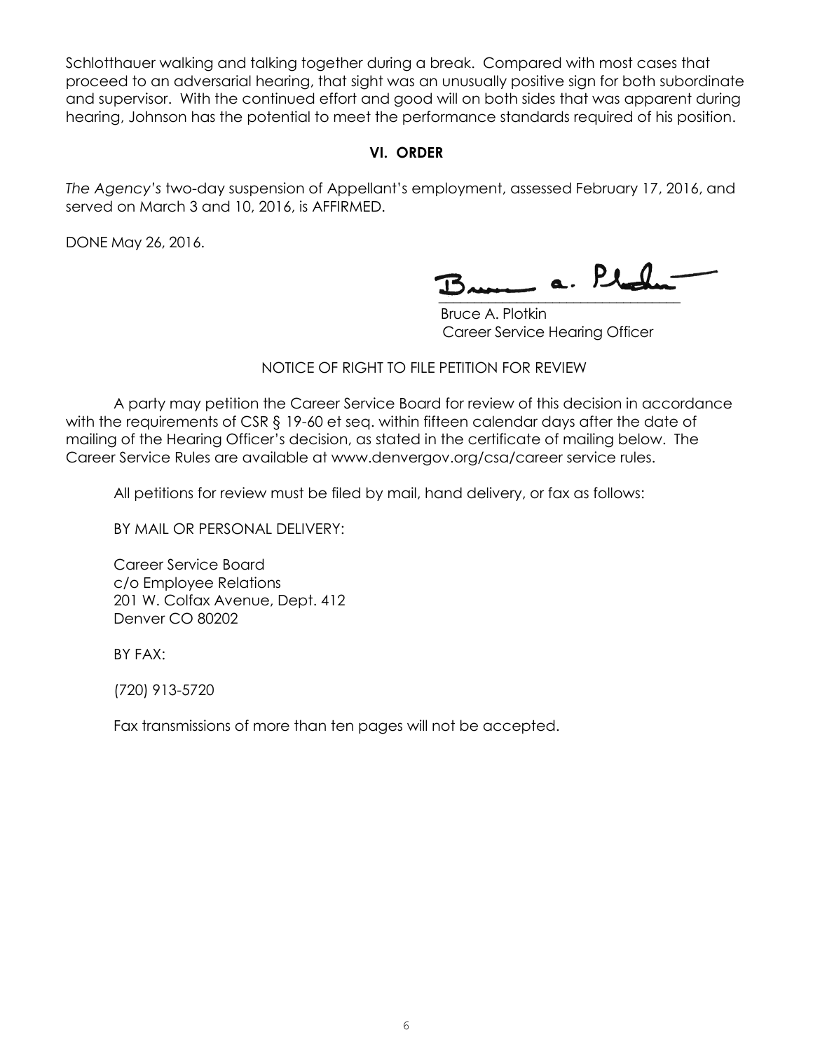Schlotthauer walking and talking together during a break. Compared with most cases that proceed to an adversarial hearing, that sight was an unusually positive sign for both subordinate and supervisor. With the continued effort and good will on both sides that was apparent during hearing, Johnson has the potential to meet the performance standards required of his position.

## VI. ORDER

*The Agency's* two-day suspension of Appellant's employment, assessed February 17, 2016, and served on March 3 and 10, 2016, is AFFIRMED.

DONE May 26, 2016.

Bruce A. Plotkin
Career Service Hearing Officer

NOTICE OF RIGHT TO FILE PETITION FOR REVIEW

A party may petition the Career Service Board for review of this decision in accordance with the requirements of CSR § 19-60 et seq. within fifteen calendar days after the date of mailing of the Hearing Officer's decision, as stated in the certificate of mailing below. The Career Service Rules are available at www.denvergov.org/csa/career service rules.

All petitions for review must be filed by mail, hand delivery, or fax as follows:

BY MAIL OR PERSONAL DELIVERY:

Career Service Board
c/o Employee Relations
201 W. Colfax Avenue, Dept. 412
Denver CO 80202

BY FAX:

(720) 913-5720

Fax transmissions of more than ten pages will not be accepted.